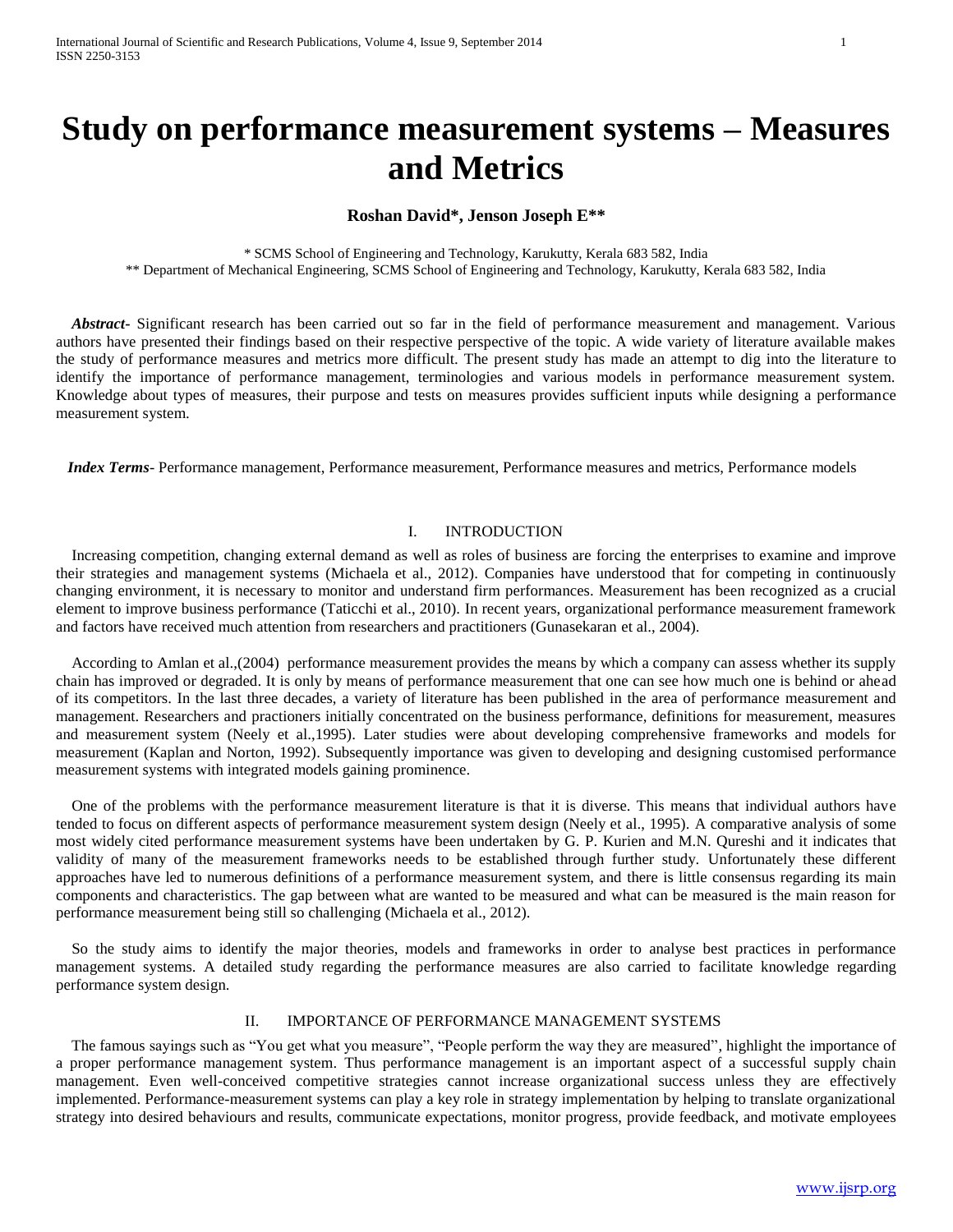# Study on performance measurement systems – Measures and Metrics

**Roshan David\*, Jenson Joseph E\*\***

\* SCMS School of Engineering and Technology, Karukutty, Kerala 683 582, India
\*\* Department of Mechanical Engineering, SCMS School of Engineering and Technology, Karukutty, Kerala 683 582, India

***Abstract-*** Significant research has been carried out so far in the field of performance measurement and management. Various authors have presented their findings based on their respective perspective of the topic. A wide variety of literature available makes the study of performance measures and metrics more difficult. The present study has made an attempt to dig into the literature to identify the importance of performance management, terminologies and various models in performance measurement system. Knowledge about types of measures, their purpose and tests on measures provides sufficient inputs while designing a performance measurement system.

***Index Terms*-** Performance management, Performance measurement, Performance measures and metrics, Performance models

## I. INTRODUCTION

Increasing competition, changing external demand as well as roles of business are forcing the enterprises to examine and improve their strategies and management systems (Michaela et al., 2012). Companies have understood that for competing in continuously changing environment, it is necessary to monitor and understand firm performances. Measurement has been recognized as a crucial element to improve business performance (Taticchi et al., 2010). In recent years, organizational performance measurement framework and factors have received much attention from researchers and practitioners (Gunasekaran et al., 2004).

According to Amlan et al.,(2004) performance measurement provides the means by which a company can assess whether its supply chain has improved or degraded. It is only by means of performance measurement that one can see how much one is behind or ahead of its competitors. In the last three decades, a variety of literature has been published in the area of performance measurement and management. Researchers and practioners initially concentrated on the business performance, definitions for measurement, measures and measurement system (Neely et al.,1995). Later studies were about developing comprehensive frameworks and models for measurement (Kaplan and Norton, 1992). Subsequently importance was given to developing and designing customised performance measurement systems with integrated models gaining prominence.

One of the problems with the performance measurement literature is that it is diverse. This means that individual authors have tended to focus on different aspects of performance measurement system design (Neely et al., 1995). A comparative analysis of some most widely cited performance measurement systems have been undertaken by G. P. Kurien and M.N. Qureshi and it indicates that validity of many of the measurement frameworks needs to be established through further study. Unfortunately these different approaches have led to numerous definitions of a performance measurement system, and there is little consensus regarding its main components and characteristics. The gap between what are wanted to be measured and what can be measured is the main reason for performance measurement being still so challenging (Michaela et al., 2012).

So the study aims to identify the major theories, models and frameworks in order to analyse best practices in performance management systems. A detailed study regarding the performance measures are also carried to facilitate knowledge regarding performance system design.

## II. IMPORTANCE OF PERFORMANCE MANAGEMENT SYSTEMS

The famous sayings such as "You get what you measure", "People perform the way they are measured", highlight the importance of a proper performance management system. Thus performance management is an important aspect of a successful supply chain management. Even well-conceived competitive strategies cannot increase organizational success unless they are effectively implemented. Performance-measurement systems can play a key role in strategy implementation by helping to translate organizational strategy into desired behaviours and results, communicate expectations, monitor progress, provide feedback, and motivate employees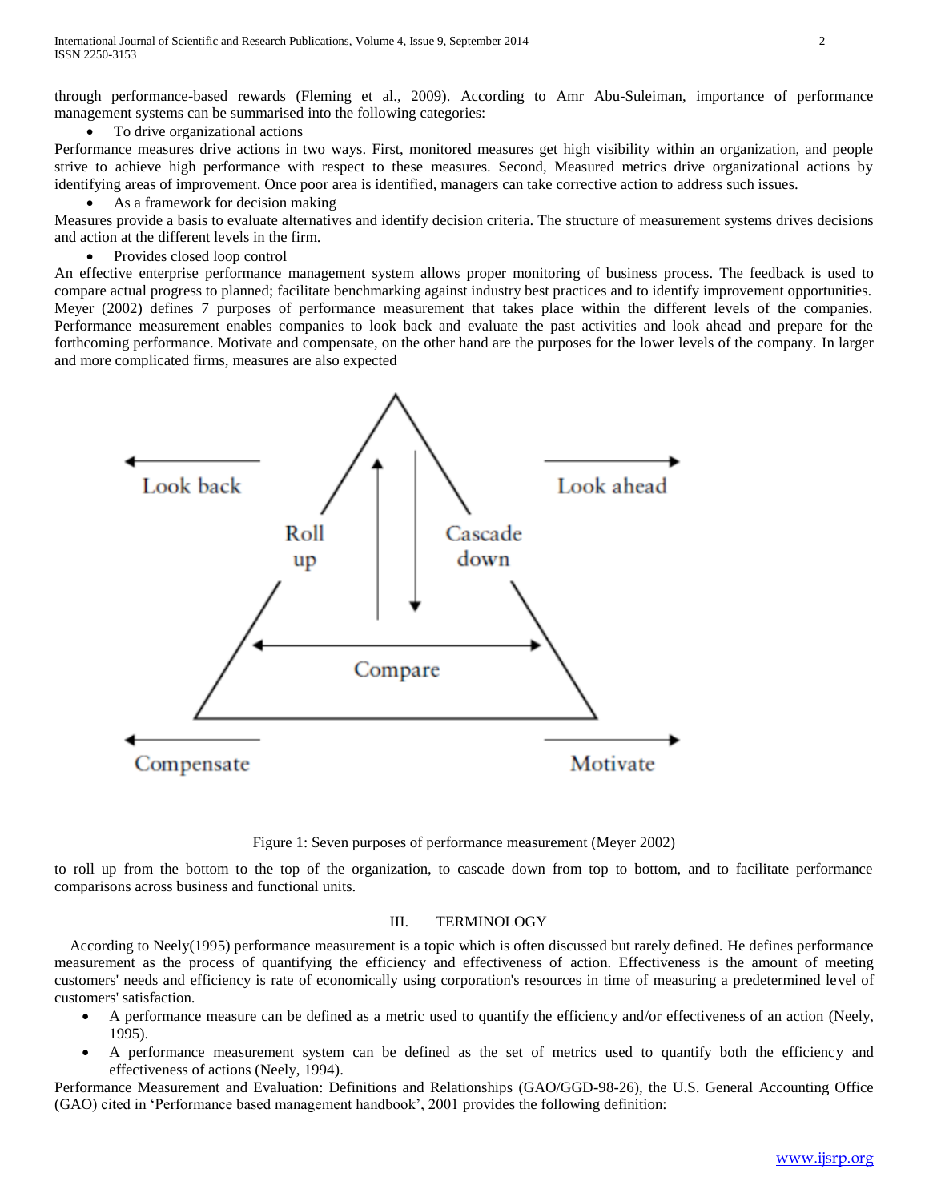through performance-based rewards (Fleming et al., 2009). According to Amr Abu-Suleiman, importance of performance management systems can be summarised into the following categories:

- To drive organizational actions

Performance measures drive actions in two ways. First, monitored measures get high visibility within an organization, and people strive to achieve high performance with respect to these measures. Second, Measured metrics drive organizational actions by identifying areas of improvement. Once poor area is identified, managers can take corrective action to address such issues.

- As a framework for decision making

Measures provide a basis to evaluate alternatives and identify decision criteria. The structure of measurement systems drives decisions and action at the different levels in the firm.

- Provides closed loop control

An effective enterprise performance management system allows proper monitoring of business process. The feedback is used to compare actual progress to planned; facilitate benchmarking against industry best practices and to identify improvement opportunities. Meyer (2002) defines 7 purposes of performance measurement that takes place within the different levels of the companies. Performance measurement enables companies to look back and evaluate the past activities and look ahead and prepare for the forthcoming performance. Motivate and compensate, on the other hand are the purposes for the lower levels of the company. In larger and more complicated firms, measures are also expected

Figure 1: Seven purposes of performance measurement (Meyer 2002)

to roll up from the bottom to the top of the organization, to cascade down from top to bottom, and to facilitate performance comparisons across business and functional units.

## III. TERMINOLOGY

According to Neely(1995) performance measurement is a topic which is often discussed but rarely defined. He defines performance measurement as the process of quantifying the efficiency and effectiveness of action. Effectiveness is the amount of meeting customers' needs and efficiency is rate of economically using corporation's resources in time of measuring a predetermined level of customers' satisfaction.

- A performance measure can be defined as a metric used to quantify the efficiency and/or effectiveness of an action (Neely, 1995).
- A performance measurement system can be defined as the set of metrics used to quantify both the efficiency and effectiveness of actions (Neely, 1994).

Performance Measurement and Evaluation: Definitions and Relationships (GAO/GGD-98-26), the U.S. General Accounting Office (GAO) cited in 'Performance based management handbook', 2001 provides the following definition: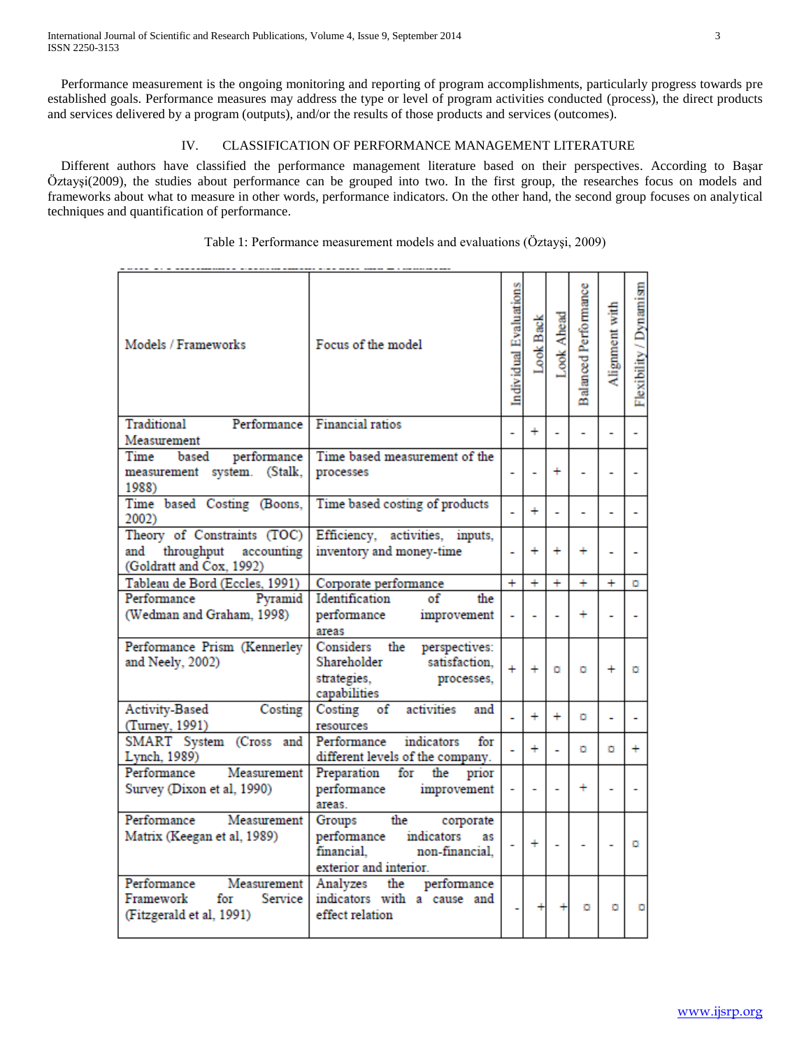Performance measurement is the ongoing monitoring and reporting of program accomplishments, particularly progress towards pre established goals. Performance measures may address the type or level of program activities conducted (process), the direct products and services delivered by a program (outputs), and/or the results of those products and services (outcomes).

## IV. CLASSIFICATION OF PERFORMANCE MANAGEMENT LITERATURE

Different authors have classified the performance management literature based on their perspectives. According to Başar Öztayşi(2009), the studies about performance can be grouped into two. In the first group, the researches focus on models and frameworks about what to measure in other words, performance indicators. On the other hand, the second group focuses on analytical techniques and quantification of performance.

Table 1: Performance measurement models and evaluations (Öztayşi, 2009)

| Models / Frameworks | Focus of the model | Individual Evaluations | Look Back | Look Ahead | Balanced Performance | Alignment with | Flexibility / Dynamism |
|---|---|---|---|---|---|---|---|
| Traditional Performance Measurement | Financial ratios | - | + | - | - | - | - |
| Time based performance measurement system. (Stalk, 1988) | Time based measurement of the processes | - | - | + | - | - | - |
| Time based Costing (Boons, 2002) | Time based costing of products | - | + | - | - | - | - |
| Theory of Constraints (TOC) and throughput accounting (Goldratt and Cox, 1992) | Efficiency, activities, inputs, inventory and money-time | - | + | + | + | - | - |
| Tableau de Bord (Eccles, 1991) | Corporate performance | + | + | + | + | + | ◻ |
| Performance Pyramid (Wedman and Graham, 1998) | Identification of the performance improvement areas | - | - | - | + | - | - |
| Performance Prism (Kennerley and Neely, 2002) | Considers the perspectives: Shareholder satisfaction, strategies, processes, capabilities | + | + | ◻ | ◻ | + | ◻ |
| Activity-Based Costing (Turney, 1991) | Costing of activities and resources | - | + | + | ◻ | - | - |
| SMART System (Cross and Lynch, 1989) | Performance indicators for different levels of the company. | - | + | - | ◻ | ◻ | + |
| Performance Measurement Survey (Dixon et al, 1990) | Preparation for the prior performance improvement areas. | - | - | - | + | - | - |
| Performance Measurement Matrix (Keegan et al, 1989) | Groups the corporate performance indicators as financial, non-financial, exterior and interior. | - | + | - | - | - | ◻ |
| Performance Measurement Framework for Service (Fitzgerald et al, 1991) | Analyzes the performance indicators with a cause and effect relation | - | + | + | ◻ | ◻ | ◻ |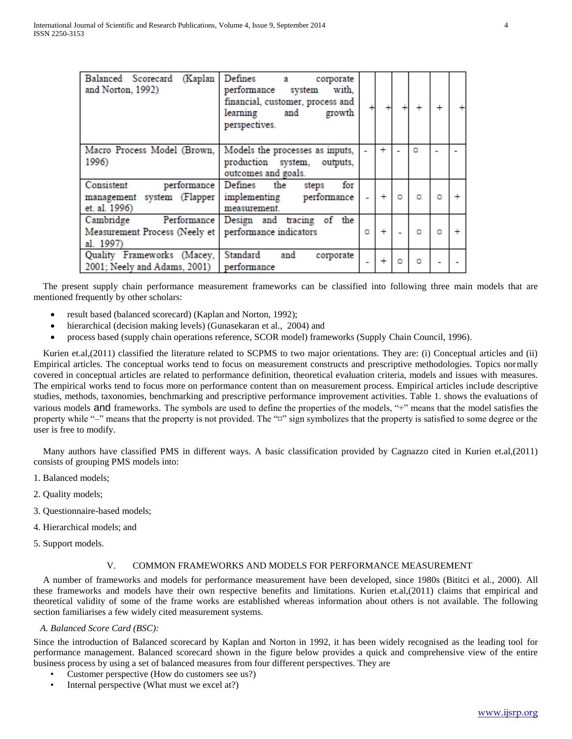| | | | | | | | |
|---|---|---|---|---|---|---|---|
| Balanced Scorecard (Kaplan and Norton, 1992) | Defines a corporate performance system with, financial, customer, process and learning and growth perspectives. | + | + | + | + | + | + |
| Macro Process Model (Brown, 1996) | Models the processes as inputs, production system, outputs, outcomes and goals. | - | + | - | ¤ | - | - |
| Consistent performance management system (Flapper et. al. 1996) | Defines the steps for implementing performance measurement. | - | + | ¤ | ¤ | ¤ | + |
| Cambridge Performance Measurement Process (Neely et al. 1997) | Design and tracing of the performance indicators | ¤ | + | - | ¤ | ¤ | + |
| Quality Frameworks (Macey, 2001; Neely and Adams, 2001) | Standard and corporate performance | - | + | ¤ | ¤ | - | - |

The present supply chain performance measurement frameworks can be classified into following three main models that are mentioned frequently by other scholars:

- result based (balanced scorecard) (Kaplan and Norton, 1992);
- hierarchical (decision making levels) (Gunasekaran et al., 2004) and
- process based (supply chain operations reference, SCOR model) frameworks (Supply Chain Council, 1996).

Kurien et.al,(2011) classified the literature related to SCPMS to two major orientations. They are: (i) Conceptual articles and (ii) Empirical articles. The conceptual works tend to focus on measurement constructs and prescriptive methodologies. Topics normally covered in conceptual articles are related to performance definition, theoretical evaluation criteria, models and issues with measures. The empirical works tend to focus more on performance content than on measurement process. Empirical articles include descriptive studies, methods, taxonomies, benchmarking and prescriptive performance improvement activities. Table 1. shows the evaluations of various models and frameworks. The symbols are used to define the properties of the models, "+" means that the model satisfies the property while "–" means that the property is not provided. The "¤" sign symbolizes that the property is satisfied to some degree or the user is free to modify.

Many authors have classified PMS in different ways. A basic classification provided by Cagnazzo cited in Kurien et.al,(2011) consists of grouping PMS models into:

1. Balanced models;

2. Quality models;

3. Questionnaire-based models;

4. Hierarchical models; and

5. Support models.

## V. COMMON FRAMEWORKS AND MODELS FOR PERFORMANCE MEASUREMENT

A number of frameworks and models for performance measurement have been developed, since 1980s (Bititci et al., 2000). All these frameworks and models have their own respective benefits and limitations. Kurien et.al,(2011) claims that empirical and theoretical validity of some of the frame works are established whereas information about others is not available. The following section familiarises a few widely cited measurement systems.

### *A. Balanced Score Card (BSC):*

Since the introduction of Balanced scorecard by Kaplan and Norton in 1992, it has been widely recognised as the leading tool for performance management. Balanced scorecard shown in the figure below provides a quick and comprehensive view of the entire business process by using a set of balanced measures from four different perspectives. They are

- Customer perspective (How do customers see us?)
- Internal perspective (What must we excel at?)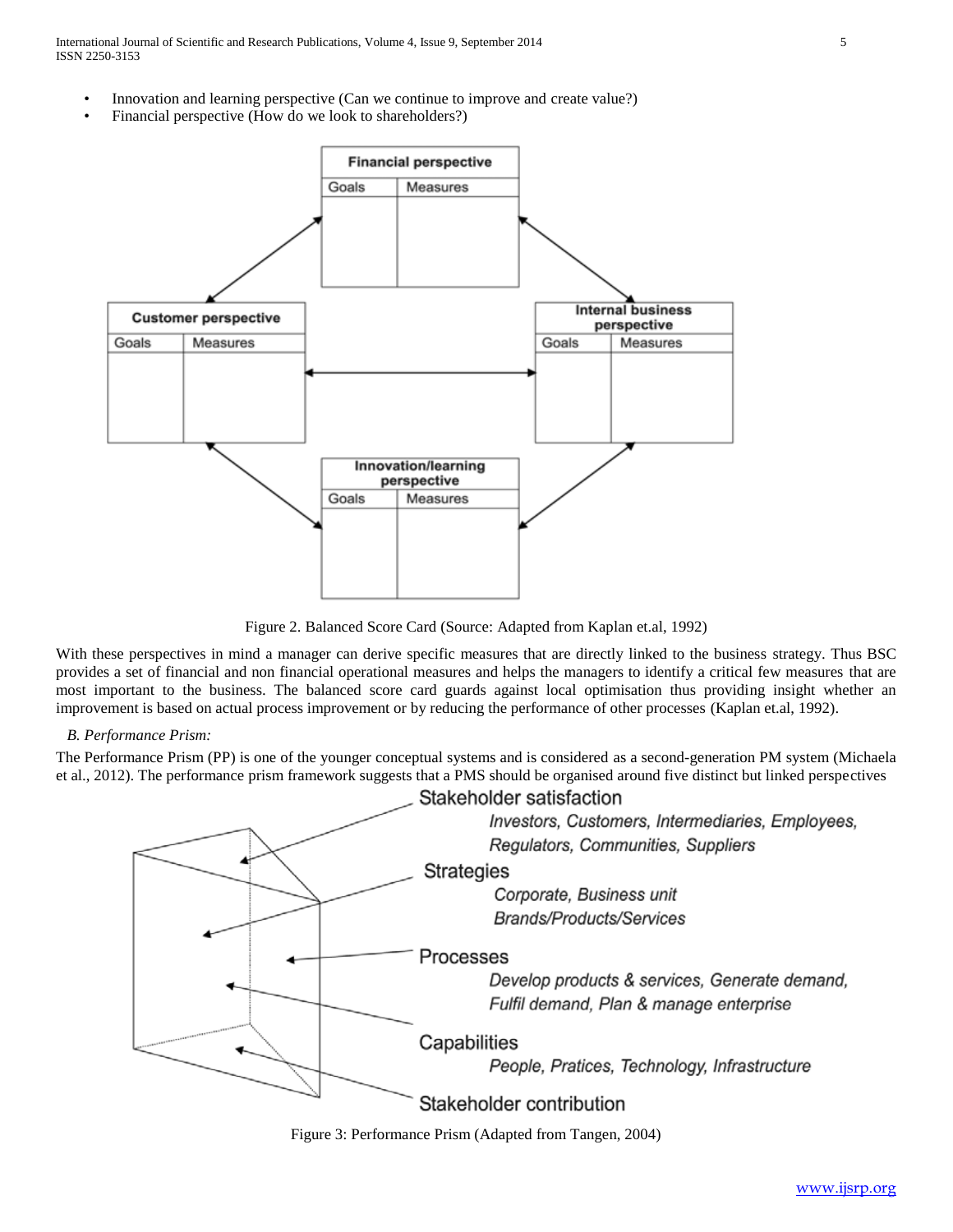- Innovation and learning perspective (Can we continue to improve and create value?)
- Financial perspective (How do we look to shareholders?)

Figure 2. Balanced Score Card (Source: Adapted from Kaplan et.al, 1992)

With these perspectives in mind a manager can derive specific measures that are directly linked to the business strategy. Thus BSC provides a set of financial and non financial operational measures and helps the managers to identify a critical few measures that are most important to the business. The balanced score card guards against local optimisation thus providing insight whether an improvement is based on actual process improvement or by reducing the performance of other processes (Kaplan et.al, 1992).

*B. Performance Prism:*

The Performance Prism (PP) is one of the younger conceptual systems and is considered as a second-generation PM system (Michaela et al., 2012). The performance prism framework suggests that a PMS should be organised around five distinct but linked perspectives

Figure 3: Performance Prism (Adapted from Tangen, 2004)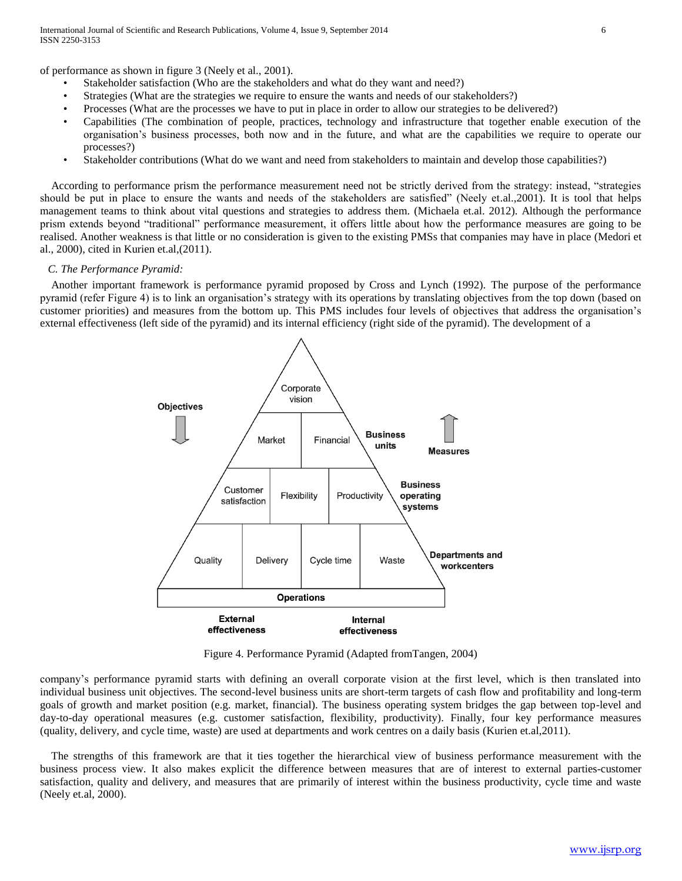of performance as shown in figure 3 (Neely et al., 2001).

- Stakeholder satisfaction (Who are the stakeholders and what do they want and need?)
- Strategies (What are the strategies we require to ensure the wants and needs of our stakeholders?)
- Processes (What are the processes we have to put in place in order to allow our strategies to be delivered?)
- Capabilities (The combination of people, practices, technology and infrastructure that together enable execution of the organisation's business processes, both now and in the future, and what are the capabilities we require to operate our processes?)
- Stakeholder contributions (What do we want and need from stakeholders to maintain and develop those capabilities?)

According to performance prism the performance measurement need not be strictly derived from the strategy: instead, "strategies should be put in place to ensure the wants and needs of the stakeholders are satisfied" (Neely et.al.,2001). It is tool that helps management teams to think about vital questions and strategies to address them. (Michaela et.al. 2012). Although the performance prism extends beyond "traditional" performance measurement, it offers little about how the performance measures are going to be realised. Another weakness is that little or no consideration is given to the existing PMSs that companies may have in place (Medori et al., 2000), cited in Kurien et.al,(2011).

### *C. The Performance Pyramid:*

Another important framework is performance pyramid proposed by Cross and Lynch (1992). The purpose of the performance pyramid (refer Figure 4) is to link an organisation's strategy with its operations by translating objectives from the top down (based on customer priorities) and measures from the bottom up. This PMS includes four levels of objectives that address the organisation's external effectiveness (left side of the pyramid) and its internal efficiency (right side of the pyramid). The development of a company's performance pyramid starts with defining an overall corporate vision at the first level, which is then translated into individual business unit objectives. The second-level business units are short-term targets of cash flow and profitability and long-term goals of growth and market position (e.g. market, financial). The business operating system bridges the gap between top-level and day-to-day operational measures (e.g. customer satisfaction, flexibility, productivity). Finally, four key performance measures (quality, delivery, and cycle time, waste) are used at departments and work centres on a daily basis (Kurien et.al,2011).

Figure 4. Performance Pyramid (Adapted fromTangen, 2004)

The strengths of this framework are that it ties together the hierarchical view of business performance measurement with the business process view. It also makes explicit the difference between measures that are of interest to external parties-customer satisfaction, quality and delivery, and measures that are primarily of interest within the business productivity, cycle time and waste (Neely et.al, 2000).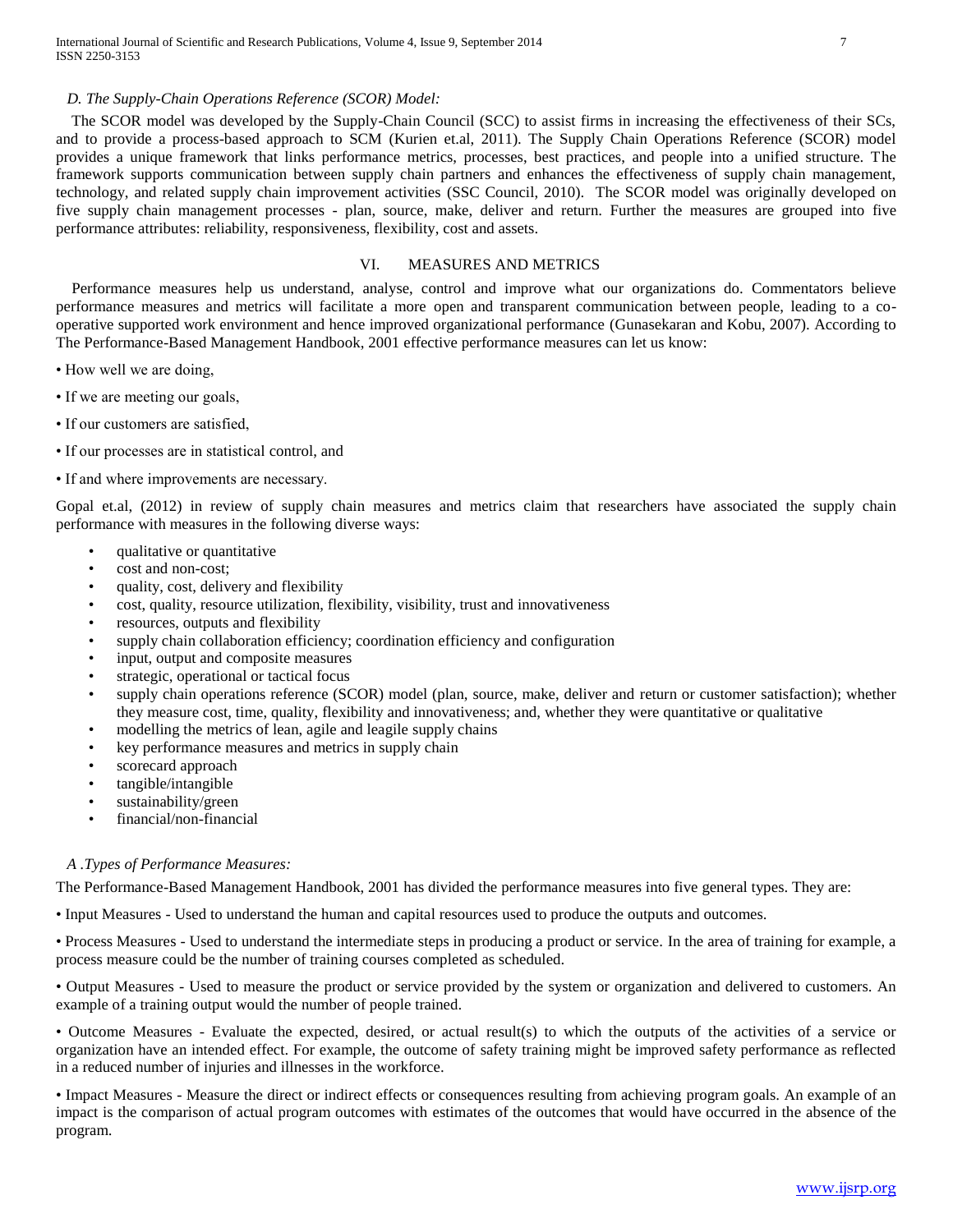### D. The Supply-Chain Operations Reference (SCOR) Model:

The SCOR model was developed by the Supply-Chain Council (SCC) to assist firms in increasing the effectiveness of their SCs, and to provide a process-based approach to SCM (Kurien et.al, 2011). The Supply Chain Operations Reference (SCOR) model provides a unique framework that links performance metrics, processes, best practices, and people into a unified structure. The framework supports communication between supply chain partners and enhances the effectiveness of supply chain management, technology, and related supply chain improvement activities (SSC Council, 2010). The SCOR model was originally developed on five supply chain management processes - plan, source, make, deliver and return. Further the measures are grouped into five performance attributes: reliability, responsiveness, flexibility, cost and assets.

## VI. MEASURES AND METRICS

Performance measures help us understand, analyse, control and improve what our organizations do. Commentators believe performance measures and metrics will facilitate a more open and transparent communication between people, leading to a co-operative supported work environment and hence improved organizational performance (Gunasekaran and Kobu, 2007). According to The Performance-Based Management Handbook, 2001 effective performance measures can let us know:

- How well we are doing,
- If we are meeting our goals,
- If our customers are satisfied,
- If our processes are in statistical control, and
- If and where improvements are necessary.

Gopal et.al, (2012) in review of supply chain measures and metrics claim that researchers have associated the supply chain performance with measures in the following diverse ways:

- qualitative or quantitative
- cost and non-cost;
- quality, cost, delivery and flexibility
- cost, quality, resource utilization, flexibility, visibility, trust and innovativeness
- resources, outputs and flexibility
- supply chain collaboration efficiency; coordination efficiency and configuration
- input, output and composite measures
- strategic, operational or tactical focus
- supply chain operations reference (SCOR) model (plan, source, make, deliver and return or customer satisfaction); whether they measure cost, time, quality, flexibility and innovativeness; and, whether they were quantitative or qualitative
- modelling the metrics of lean, agile and leagile supply chains
- key performance measures and metrics in supply chain
- scorecard approach
- tangible/intangible
- sustainability/green
- financial/non-financial

### A .Types of Performance Measures:

The Performance-Based Management Handbook, 2001 has divided the performance measures into five general types. They are:

- Input Measures - Used to understand the human and capital resources used to produce the outputs and outcomes.
- Process Measures - Used to understand the intermediate steps in producing a product or service. In the area of training for example, a process measure could be the number of training courses completed as scheduled.
- Output Measures - Used to measure the product or service provided by the system or organization and delivered to customers. An example of a training output would the number of people trained.
- Outcome Measures - Evaluate the expected, desired, or actual result(s) to which the outputs of the activities of a service or organization have an intended effect. For example, the outcome of safety training might be improved safety performance as reflected in a reduced number of injuries and illnesses in the workforce.
- Impact Measures - Measure the direct or indirect effects or consequences resulting from achieving program goals. An example of an impact is the comparison of actual program outcomes with estimates of the outcomes that would have occurred in the absence of the program.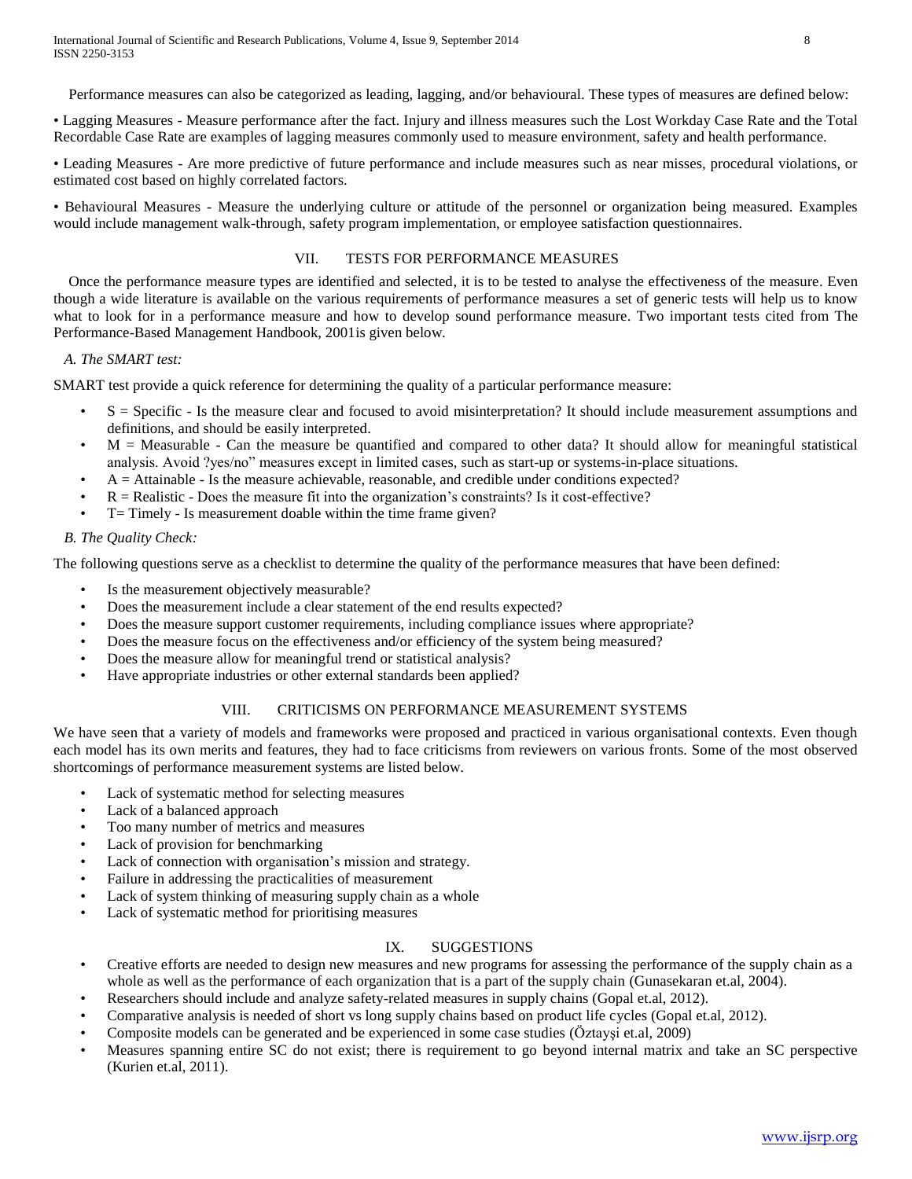Performance measures can also be categorized as leading, lagging, and/or behavioural. These types of measures are defined below:

• Lagging Measures - Measure performance after the fact. Injury and illness measures such the Lost Workday Case Rate and the Total Recordable Case Rate are examples of lagging measures commonly used to measure environment, safety and health performance.

• Leading Measures - Are more predictive of future performance and include measures such as near misses, procedural violations, or estimated cost based on highly correlated factors.

• Behavioural Measures - Measure the underlying culture or attitude of the personnel or organization being measured. Examples would include management walk-through, safety program implementation, or employee satisfaction questionnaires.

## VII. TESTS FOR PERFORMANCE MEASURES

Once the performance measure types are identified and selected, it is to be tested to analyse the effectiveness of the measure. Even though a wide literature is available on the various requirements of performance measures a set of generic tests will help us to know what to look for in a performance measure and how to develop sound performance measure. Two important tests cited from The Performance-Based Management Handbook, 2001is given below.

### *A. The SMART test:*

SMART test provide a quick reference for determining the quality of a particular performance measure:

- S = Specific - Is the measure clear and focused to avoid misinterpretation? It should include measurement assumptions and definitions, and should be easily interpreted.
- M = Measurable - Can the measure be quantified and compared to other data? It should allow for meaningful statistical analysis. Avoid ?yes/no" measures except in limited cases, such as start-up or systems-in-place situations.
- A = Attainable - Is the measure achievable, reasonable, and credible under conditions expected?
- R = Realistic - Does the measure fit into the organization's constraints? Is it cost-effective?
- T= Timely - Is measurement doable within the time frame given?

### *B. The Quality Check:*

The following questions serve as a checklist to determine the quality of the performance measures that have been defined:

- Is the measurement objectively measurable?
- Does the measurement include a clear statement of the end results expected?
- Does the measure support customer requirements, including compliance issues where appropriate?
- Does the measure focus on the effectiveness and/or efficiency of the system being measured?
- Does the measure allow for meaningful trend or statistical analysis?
- Have appropriate industries or other external standards been applied?

## VIII. CRITICISMS ON PERFORMANCE MEASUREMENT SYSTEMS

We have seen that a variety of models and frameworks were proposed and practiced in various organisational contexts. Even though each model has its own merits and features, they had to face criticisms from reviewers on various fronts. Some of the most observed shortcomings of performance measurement systems are listed below.

- Lack of systematic method for selecting measures
- Lack of a balanced approach
- Too many number of metrics and measures
- Lack of provision for benchmarking
- Lack of connection with organisation's mission and strategy.
- Failure in addressing the practicalities of measurement
- Lack of system thinking of measuring supply chain as a whole
- Lack of systematic method for prioritising measures

## IX. SUGGESTIONS

- Creative efforts are needed to design new measures and new programs for assessing the performance of the supply chain as a whole as well as the performance of each organization that is a part of the supply chain (Gunasekaran et.al, 2004).
- Researchers should include and analyze safety-related measures in supply chains (Gopal et.al, 2012).
- Comparative analysis is needed of short vs long supply chains based on product life cycles (Gopal et.al, 2012).
- Composite models can be generated and be experienced in some case studies (Öztayşi et.al, 2009)
- Measures spanning entire SC do not exist; there is requirement to go beyond internal matrix and take an SC perspective (Kurien et.al, 2011).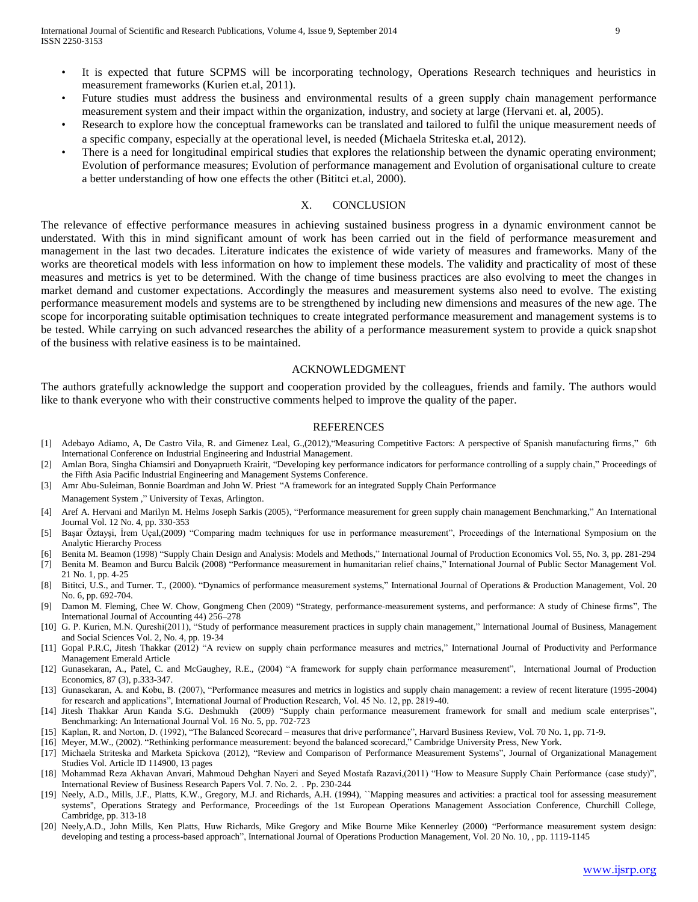- It is expected that future SCPMS will be incorporating technology, Operations Research techniques and heuristics in measurement frameworks (Kurien et.al, 2011).
- Future studies must address the business and environmental results of a green supply chain management performance measurement system and their impact within the organization, industry, and society at large (Hervani et. al, 2005).
- Research to explore how the conceptual frameworks can be translated and tailored to fulfil the unique measurement needs of a specific company, especially at the operational level, is needed (Michaela Striteska et.al, 2012).
- There is a need for longitudinal empirical studies that explores the relationship between the dynamic operating environment; Evolution of performance measures; Evolution of performance management and Evolution of organisational culture to create a better understanding of how one effects the other (Bititci et.al, 2000).

## X. CONCLUSION

The relevance of effective performance measures in achieving sustained business progress in a dynamic environment cannot be understated. With this in mind significant amount of work has been carried out in the field of performance measurement and management in the last two decades. Literature indicates the existence of wide variety of measures and frameworks. Many of the works are theoretical models with less information on how to implement these models. The validity and practicality of most of these measures and metrics is yet to be determined. With the change of time business practices are also evolving to meet the changes in market demand and customer expectations. Accordingly the measures and measurement systems also need to evolve. The existing performance measurement models and systems are to be strengthened by including new dimensions and measures of the new age. The scope for incorporating suitable optimisation techniques to create integrated performance measurement and management systems is to be tested. While carrying on such advanced researches the ability of a performance measurement system to provide a quick snapshot of the business with relative easiness is to be maintained.

## ACKNOWLEDGMENT

The authors gratefully acknowledge the support and cooperation provided by the colleagues, friends and family. The authors would like to thank everyone who with their constructive comments helped to improve the quality of the paper.

## REFERENCES

[1] Adebayo Adiamo, A, De Castro Vila, R. and Gimenez Leal, G.,(2012),"Measuring Competitive Factors: A perspective of Spanish manufacturing firms," 6th International Conference on Industrial Engineering and Industrial Management.

[2] Amlan Bora, Singha Chiamsiri and Donyaprueth Krairit, "Developing key performance indicators for performance controlling of a supply chain," Proceedings of the Fifth Asia Pacific Industrial Engineering and Management Systems Conference.

[3] Amr Abu-Suleiman, Bonnie Boardman and John W. Priest "A framework for an integrated Supply Chain Performance Management System ," University of Texas, Arlington.

[4] Aref A. Hervani and Marilyn M. Helms Joseph Sarkis (2005), "Performance measurement for green supply chain management Benchmarking," An International Journal Vol. 12 No. 4, pp. 330-353

[5] Başar Öztayşi, İrem Uçal,(2009) "Comparing madm techniques for use in performance measurement", Proceedings of the International Symposium on the Analytic Hierarchy Process

[6] Benita M. Beamon (1998) "Supply Chain Design and Analysis: Models and Methods," International Journal of Production Economics Vol. 55, No. 3, pp. 281-294

[7] Benita M. Beamon and Burcu Balcik (2008) "Performance measurement in humanitarian relief chains," International Journal of Public Sector Management Vol. 21 No. 1, pp. 4-25

[8] Bititci, U.S., and Turner. T., (2000). "Dynamics of performance measurement systems," International Journal of Operations & Production Management, Vol. 20 No. 6, pp. 692-704.

[9] Damon M. Fleming, Chee W. Chow, Gongmeng Chen (2009) "Strategy, performance-measurement systems, and performance: A study of Chinese firms", The International Journal of Accounting 44) 256–278

[10] G. P. Kurien, M.N. Qureshi(2011), "Study of performance measurement practices in supply chain management," International Journal of Business, Management and Social Sciences Vol. 2, No. 4, pp. 19-34

[11] Gopal P.R.C, Jitesh Thakkar (2012) "A review on supply chain performance measures and metrics," International Journal of Productivity and Performance Management Emerald Article

[12] Gunasekaran, A., Patel, C. and McGaughey, R.E., (2004) "A framework for supply chain performance measurement", International Journal of Production Economics, 87 (3), p.333-347.

[13] Gunasekaran, A. and Kobu, B. (2007), "Performance measures and metrics in logistics and supply chain management: a review of recent literature (1995-2004) for research and applications", International Journal of Production Research, Vol. 45 No. 12, pp. 2819-40.

[14] Jitesh Thakkar Arun Kanda S.G. Deshmukh (2009) "Supply chain performance measurement framework for small and medium scale enterprises", Benchmarking: An International Journal Vol. 16 No. 5, pp. 702-723

[15] Kaplan, R. and Norton, D. (1992), "The Balanced Scorecard – measures that drive performance", Harvard Business Review, Vol. 70 No. 1, pp. 71-9.

[16] Meyer, M.W., (2002). "Rethinking performance measurement: beyond the balanced scorecard," Cambridge University Press, New York.

[17] Michaela Striteska and Marketa Spickova (2012), "Review and Comparison of Performance Measurement Systems", Journal of Organizational Management Studies Vol. Article ID 114900, 13 pages

[18] Mohammad Reza Akhavan Anvari, Mahmoud Dehghan Nayeri and Seyed Mostafa Razavi,(2011) "How to Measure Supply Chain Performance (case study)", International Review of Business Research Papers Vol. 7. No. 2. . Pp. 230-244

[19] Neely, A.D., Mills, J.F., Platts, K.W., Gregory, M.J. and Richards, A.H. (1994), ``Mapping measures and activities: a practical tool for assessing measurement systems'', Operations Strategy and Performance, Proceedings of the 1st European Operations Management Association Conference, Churchill College, Cambridge, pp. 313-18

[20] Neely,A.D., John Mills, Ken Platts, Huw Richards, Mike Gregory and Mike Bourne Mike Kennerley (2000) "Performance measurement system design: developing and testing a process-based approach", International Journal of Operations Production Management, Vol. 20 No. 10, , pp. 1119-1145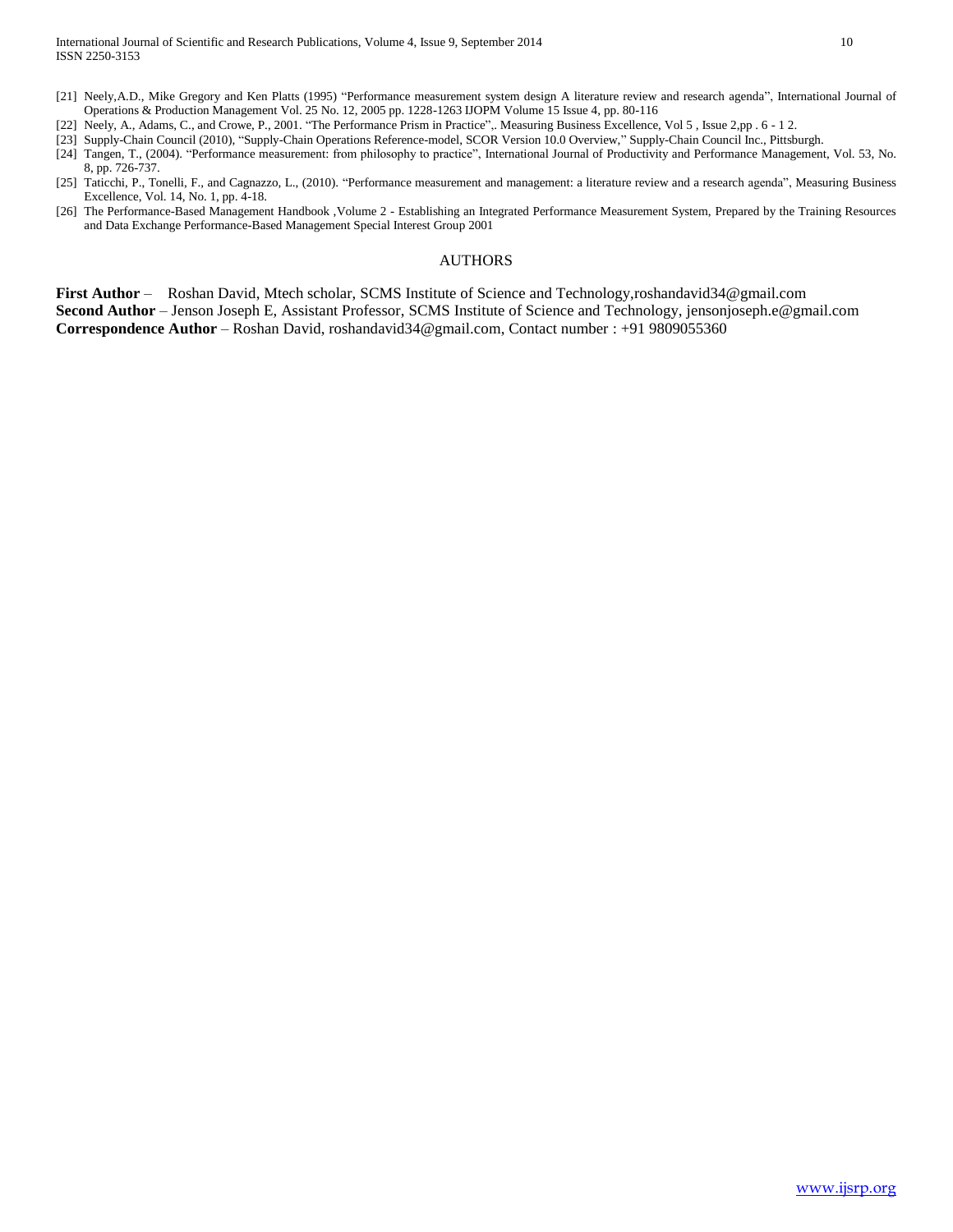[21] Neely,A.D., Mike Gregory and Ken Platts (1995) "Performance measurement system design A literature review and research agenda", International Journal of Operations & Production Management Vol. 25 No. 12, 2005 pp. 1228-1263 IJOPM Volume 15 Issue 4, pp. 80-116

[22] Neely, A., Adams, C., and Crowe, P., 2001. "The Performance Prism in Practice",. Measuring Business Excellence, Vol 5 , Issue 2,pp . 6 - 1 2.

[23] Supply-Chain Council (2010), "Supply-Chain Operations Reference-model, SCOR Version 10.0 Overview," Supply-Chain Council Inc., Pittsburgh.

[24] Tangen, T., (2004). "Performance measurement: from philosophy to practice", International Journal of Productivity and Performance Management, Vol. 53, No. 8, pp. 726-737.

[25] Taticchi, P., Tonelli, F., and Cagnazzo, L., (2010). "Performance measurement and management: a literature review and a research agenda", Measuring Business Excellence, Vol. 14, No. 1, pp. 4-18.

[26] The Performance-Based Management Handbook ,Volume 2 - Establishing an Integrated Performance Measurement System, Prepared by the Training Resources and Data Exchange Performance-Based Management Special Interest Group 2001

## AUTHORS

**First Author** – Roshan David, Mtech scholar, SCMS Institute of Science and Technology,roshandavid34@gmail.com

**Second Author** – Jenson Joseph E, Assistant Professor, SCMS Institute of Science and Technology, jensonjoseph.e@gmail.com

**Correspondence Author** – Roshan David, roshandavid34@gmail.com, Contact number : +91 9809055360